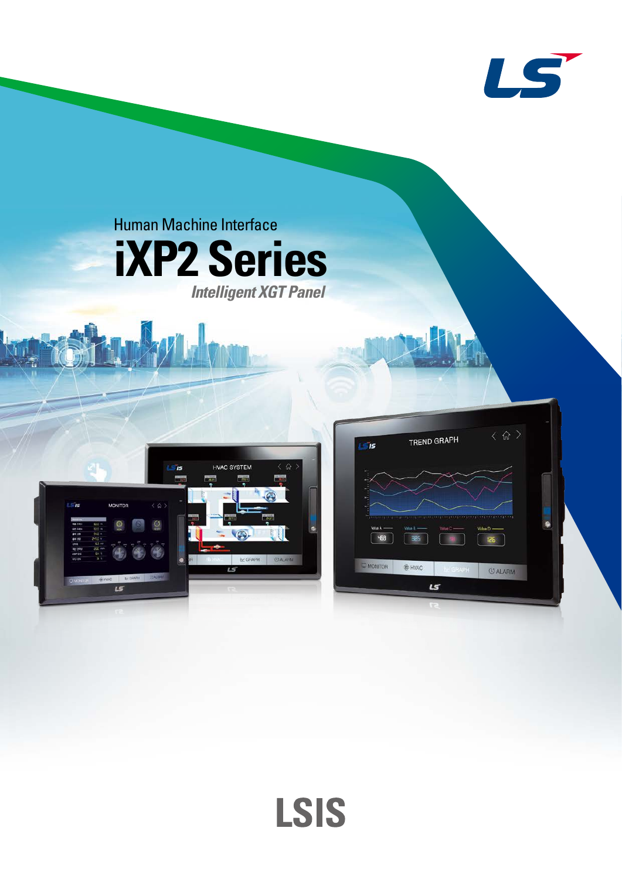Human Machine Interface

# iXP2 Series

*Intelligent XGT Panel*

LSIS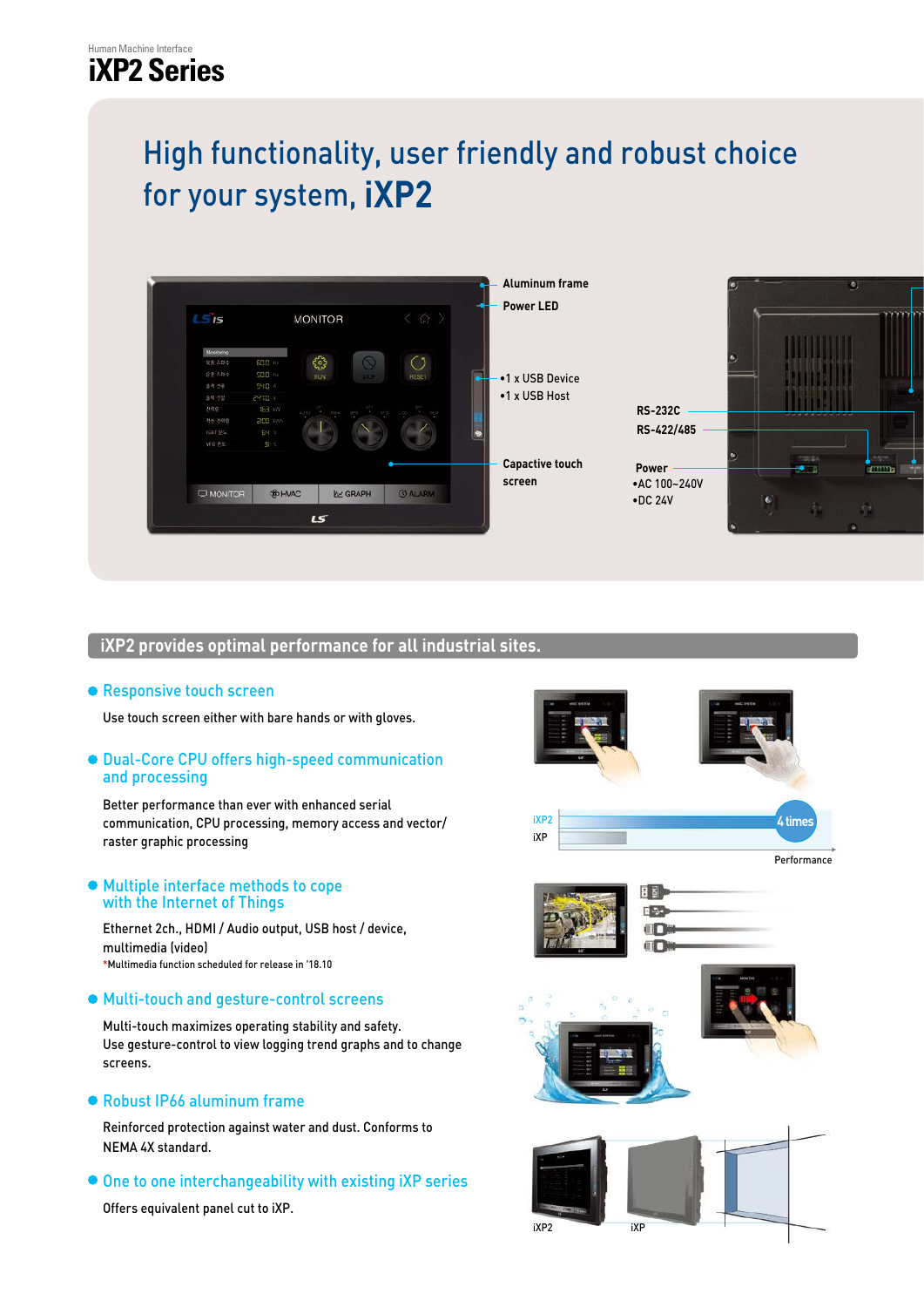Human Machine Interface

# iXP2 Series

## High functionality, user friendly and robust choice for your system, iXP2

- Aluminum frame
- Power LED
- •1 x USB Device
- •1 x USB Host
- Capactive touch screen
- RS-232C
- RS-422/485
- Power
  - •AC 100~240V
  - •DC 24V

## iXP2 provides optimal performance for all industrial sites.

### Responsive touch screen

Use touch screen either with bare hands or with gloves.

### Dual-Core CPU offers high-speed communication and processing

Better performance than ever with enhanced serial communication, CPU processing, memory access and vector/raster graphic processing

iXP2 — 4 times
iXP
Performance

### Multiple interface methods to cope with the Internet of Things

Ethernet 2ch., HDMI / Audio output, USB host / device, multimedia (video)

*Multimedia function scheduled for release in '18.10

### Multi-touch and gesture-control screens

Multi-touch maximizes operating stability and safety.
Use gesture-control to view logging trend graphs and to change screens.

### Robust IP66 aluminum frame

Reinforced protection against water and dust. Conforms to NEMA 4X standard.

### One to one interchangeability with existing iXP series

Offers equivalent panel cut to iXP.

iXP2 iXP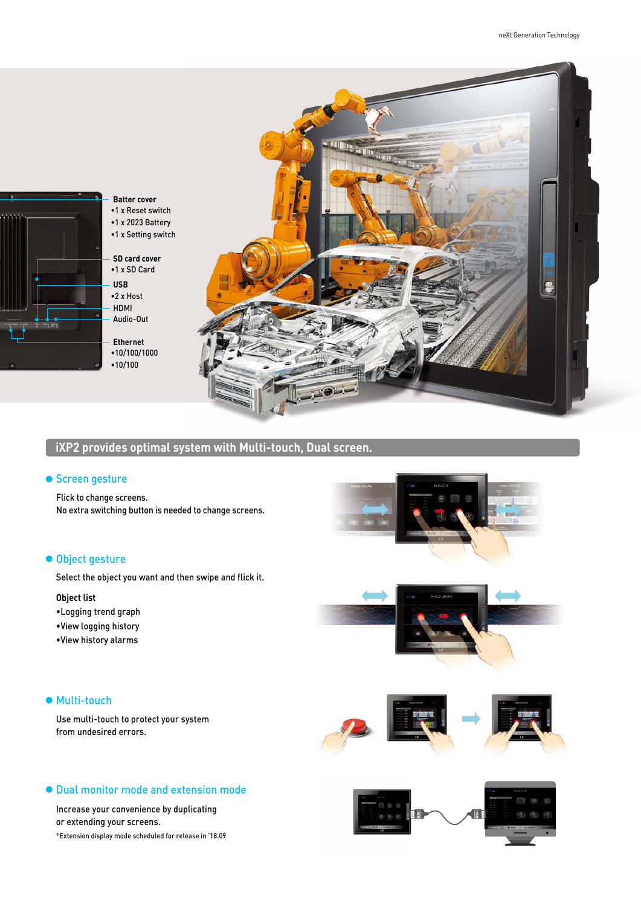**Batter cover**
- 1 x Reset switch
- 1 x 2023 Battery
- 1 x Setting switch

**SD card cover**
- 1 x SD Card

**USB**
- 2 x Host

HDMI

Audio-Out

**Ethernet**
- 10/100/1000
- 10/100

## iXP2 provides optimal system with Multi-touch, Dual screen.

### Screen gesture

Flick to change screens.
No extra switching button is needed to change screens.

### Object gesture

Select the object you want and then swipe and flick it.

**Object list**
- Logging trend graph
- View logging history
- View history alarms

### Multi-touch

Use multi-touch to protect your system from undesired errors.

### Dual monitor mode and extension mode

Increase your convenience by duplicating or extending your screens.

*Extension display mode scheduled for release in '18.09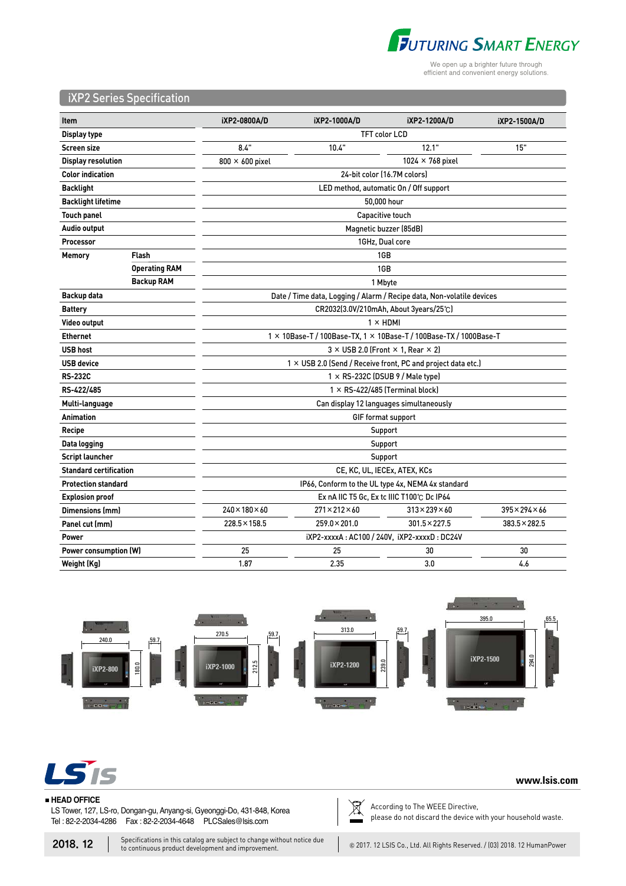Futuring Smart Energy

We open up a brighter future through efficient and convenient energy solutions.

## iXP2 Series Specification

| Item | | iXP2-0800A/D | iXP2-1000A/D | iXP2-1200A/D | iXP2-1500A/D |
|---|---|---|---|---|---|
| Display type | | TFT color LCD | | | |
| Screen size | | 8.4" | 10.4" | 12.1" | 15" |
| Display resolution | | 800 × 600 pixel | 1024 × 768 pixel | | |
| Color indication | | 24-bit color (16.7M colors) | | | |
| Backlight | | LED method, automatic On / Off support | | | |
| Backlight lifetime | | 50,000 hour | | | |
| Touch panel | | Capacitive touch | | | |
| Audio output | | Magnetic buzzer (85dB) | | | |
| Processor | | 1GHz, Dual core | | | |
| Memory | Flash | 1GB | | | |
| | Operating RAM | 1GB | | | |
| | Backup RAM | 1 Mbyte | | | |
| Backup data | | Date / Time data, Logging / Alarm / Recipe data, Non-volatile devices | | | |
| Battery | | CR2032(3.0V/210mAh, About 3years/25℃) | | | |
| Video output | | 1 × HDMI | | | |
| Ethernet | | 1 × 10Base-T / 100Base-TX, 1 × 10Base-T / 100Base-TX / 1000Base-T | | | |
| USB host | | 3 × USB 2.0 (Front × 1, Rear × 2) | | | |
| USB device | | 1 × USB 2.0 (Send / Receive front, PC and project data etc.) | | | |
| RS-232C | | 1 × RS-232C (DSUB 9 / Male type) | | | |
| RS-422/485 | | 1 × RS-422/485 (Terminal block) | | | |
| Multi-language | | Can display 12 languages simultaneously | | | |
| Animation | | GIF format support | | | |
| Recipe | | Support | | | |
| Data logging | | Support | | | |
| Script launcher | | Support | | | |
| Standard certification | | CE, KC, UL, IECEx, ATEX, KCs | | | |
| Protection standard | | IP66, Conform to the UL type 4x, NEMA 4x standard | | | |
| Explosion proof | | Ex nA IIC T5 Gc, Ex tc IIIC T100℃ Dc IP64 | | | |
| Dimensions (mm) | | 240×180×60 | 271×212×60 | 313×239×60 | 395×294×66 |
| Panel cut (mm) | | 228.5×158.5 | 259.0×201.0 | 301.5×227.5 | 383.5×282.5 |
| Power | | iXP2-xxxxA : AC100 / 240V, iXP2-xxxxD : DC24V | | | |
| Power consumption (W) | | 25 | 25 | 30 | 30 |
| Weight (Kg) | | 1.87 | 2.35 | 3.0 | 4.6 |

240.0 59.7 180.0 iXP2-800

270.5 59.7 212.5 iXP2-1000

313.0 59.7 239.0 iXP2-1200

395.0 65.5 294.0 iXP2-1500

LS IS

www.lsis.com

■ HEAD OFFICE
LS Tower, 127, LS-ro, Dongan-gu, Anyang-si, Gyeonggi-Do, 431-848, Korea
Tel : 82-2-2034-4286 Fax : 82-2-2034-4648 PLCSales@lsis.com

According to The WEEE Directive,
please do not discard the device with your household waste.

2018. 12

Specifications in this catalog are subject to change without notice due to continuous product development and improvement.

© 2017. 12 LSIS Co., Ltd. All Rights Reserved. / (03) 2018. 12 HumanPower